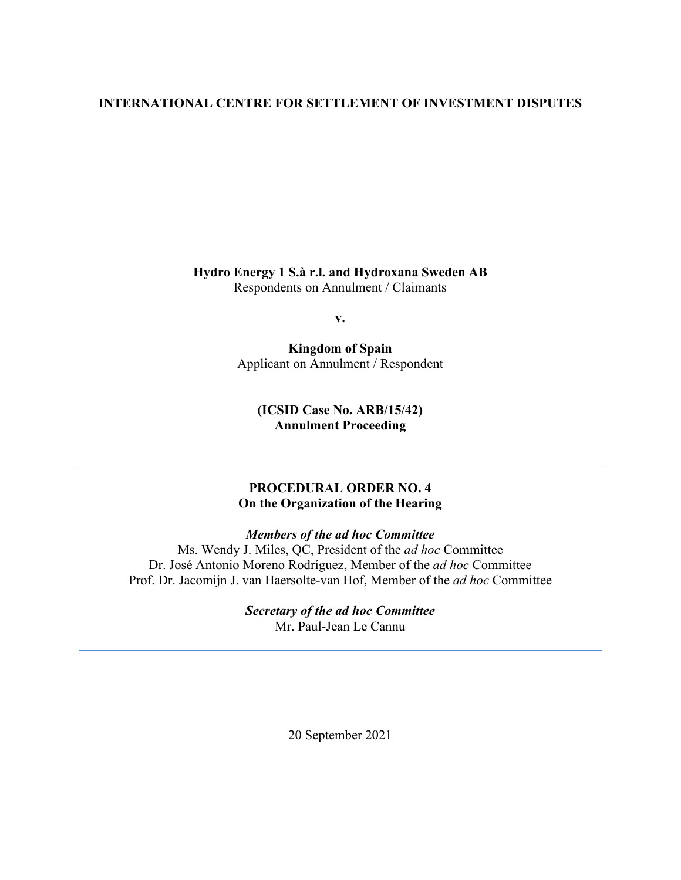**INTERNATIONAL CENTRE FOR SETTLEMENT OF INVESTMENT DISPUTES**

**Hydro Energy 1 S.à r.l. and Hydroxana Sweden AB**
Respondents on Annulment / Claimants

**v.**

**Kingdom of Spain**
Applicant on Annulment / Respondent

**(ICSID Case No. ARB/15/42)**
**Annulment Proceeding**

---

**PROCEDURAL ORDER NO. 4**
**On the Organization of the Hearing**

***Members of the ad hoc Committee***
Ms. Wendy J. Miles, QC, President of the *ad hoc* Committee
Dr. José Antonio Moreno Rodríguez, Member of the *ad hoc* Committee
Prof. Dr. Jacomijn J. van Haersolte-van Hof, Member of the *ad hoc* Committee

***Secretary of the ad hoc Committee***
Mr. Paul-Jean Le Cannu

---

20 September 2021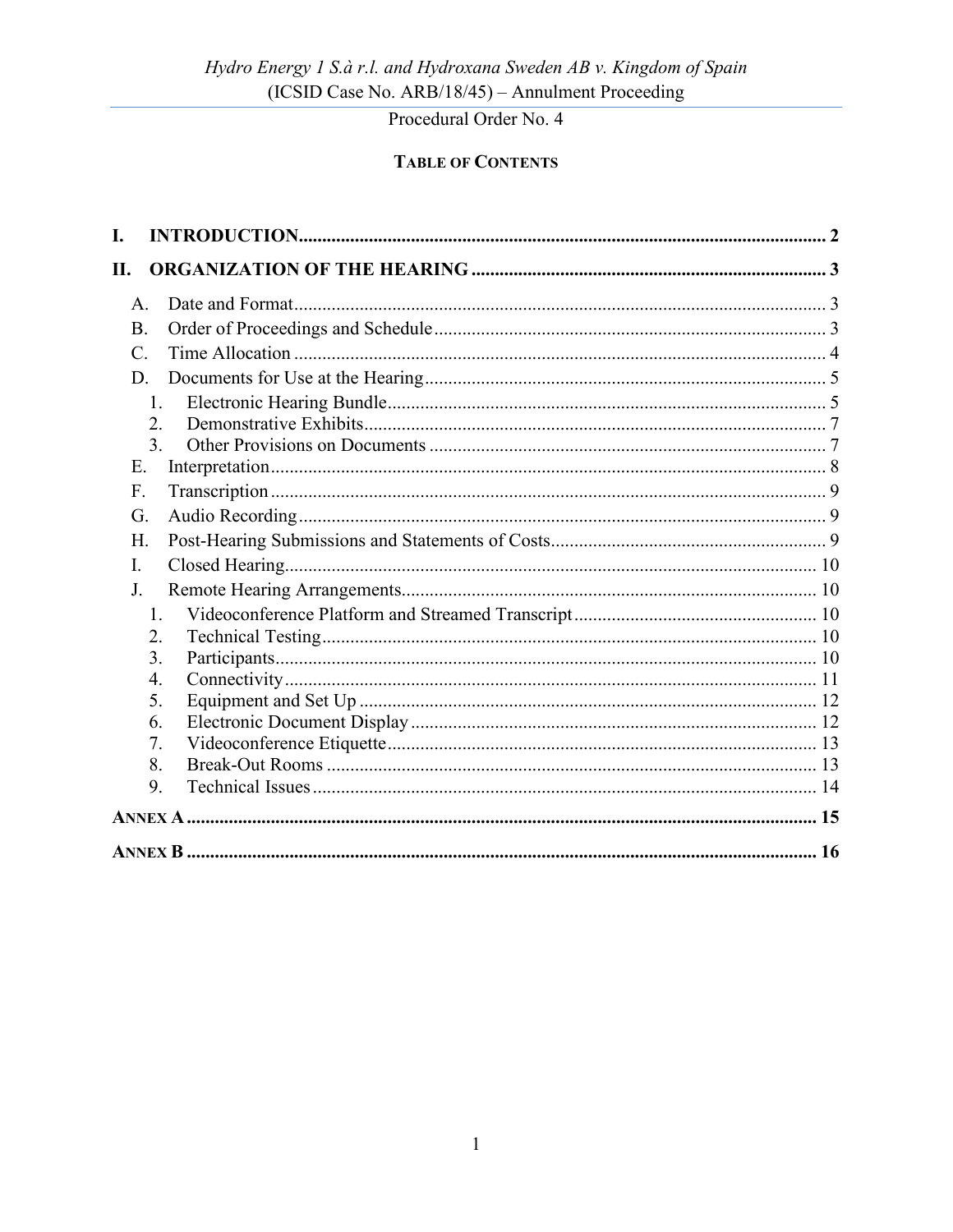# Table of Contents

I. INTRODUCTION ..... 2

II. ORGANIZATION OF THE HEARING ..... 3

- A. Date and Format ..... 3
- B. Order of Proceedings and Schedule ..... 3
- C. Time Allocation ..... 4
- D. Documents for Use at the Hearing ..... 5
  1. Electronic Hearing Bundle ..... 5
  2. Demonstrative Exhibits ..... 7
  3. Other Provisions on Documents ..... 7
- E. Interpretation ..... 8
- F. Transcription ..... 9
- G. Audio Recording ..... 9
- H. Post-Hearing Submissions and Statements of Costs ..... 9
- I. Closed Hearing ..... 10
- J. Remote Hearing Arrangements ..... 10
  1. Videoconference Platform and Streamed Transcript ..... 10
  2. Technical Testing ..... 10
  3. Participants ..... 10
  4. Connectivity ..... 11
  5. Equipment and Set Up ..... 12
  6. Electronic Document Display ..... 12
  7. Videoconference Etiquette ..... 13
  8. Break-Out Rooms ..... 13
  9. Technical Issues ..... 14

ANNEX A ..... 15

ANNEX B ..... 16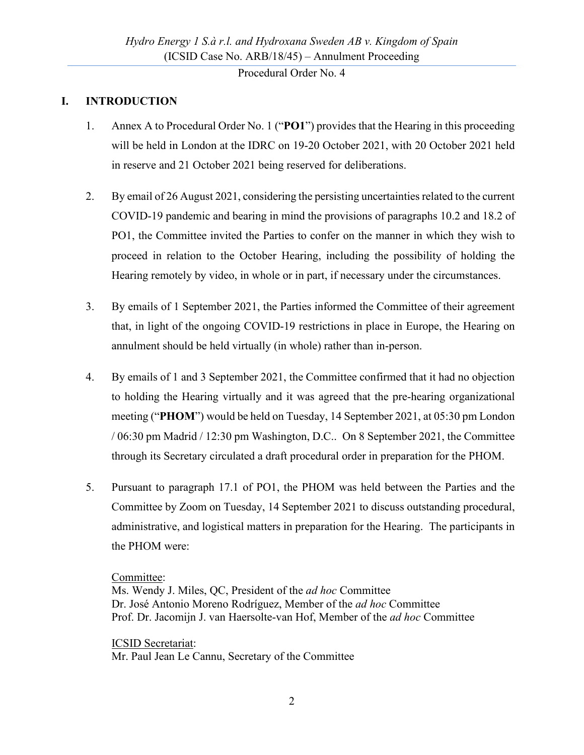## I. INTRODUCTION

1. Annex A to Procedural Order No. 1 ("**PO1**") provides that the Hearing in this proceeding will be held in London at the IDRC on 19-20 October 2021, with 20 October 2021 held in reserve and 21 October 2021 being reserved for deliberations.

2. By email of 26 August 2021, considering the persisting uncertainties related to the current COVID-19 pandemic and bearing in mind the provisions of paragraphs 10.2 and 18.2 of PO1, the Committee invited the Parties to confer on the manner in which they wish to proceed in relation to the October Hearing, including the possibility of holding the Hearing remotely by video, in whole or in part, if necessary under the circumstances.

3. By emails of 1 September 2021, the Parties informed the Committee of their agreement that, in light of the ongoing COVID-19 restrictions in place in Europe, the Hearing on annulment should be held virtually (in whole) rather than in-person.

4. By emails of 1 and 3 September 2021, the Committee confirmed that it had no objection to holding the Hearing virtually and it was agreed that the pre-hearing organizational meeting ("**PHOM**") would be held on Tuesday, 14 September 2021, at 05:30 pm London / 06:30 pm Madrid / 12:30 pm Washington, D.C.. On 8 September 2021, the Committee through its Secretary circulated a draft procedural order in preparation for the PHOM.

5. Pursuant to paragraph 17.1 of PO1, the PHOM was held between the Parties and the Committee by Zoom on Tuesday, 14 September 2021 to discuss outstanding procedural, administrative, and logistical matters in preparation for the Hearing. The participants in the PHOM were:

   Committee:
   Ms. Wendy J. Miles, QC, President of the *ad hoc* Committee
   Dr. José Antonio Moreno Rodríguez, Member of the *ad hoc* Committee
   Prof. Dr. Jacomijn J. van Haersolte-van Hof, Member of the *ad hoc* Committee

   ICSID Secretariat:
   Mr. Paul Jean Le Cannu, Secretary of the Committee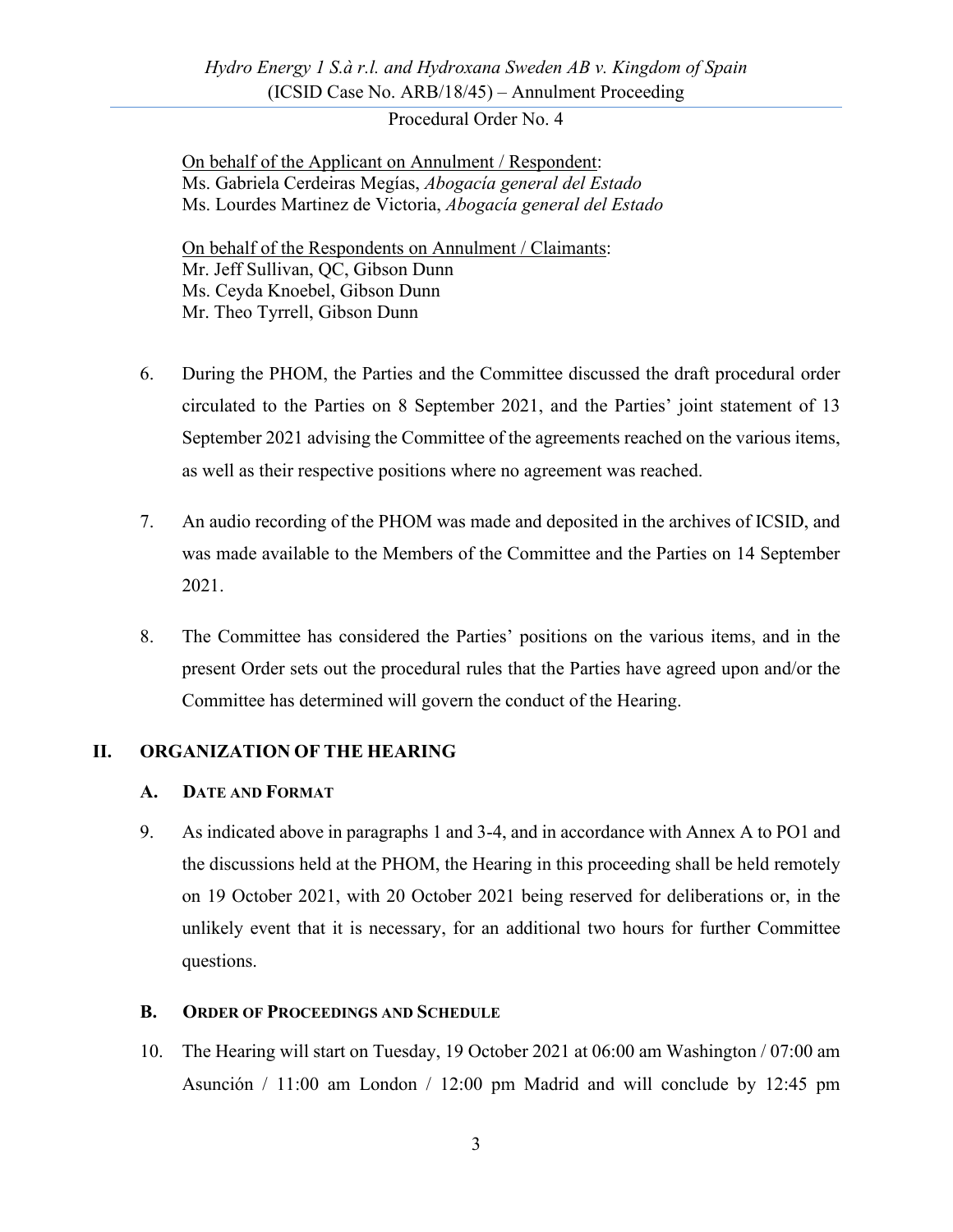<u>On behalf of the Applicant on Annulment / Respondent</u>:
Ms. Gabriela Cerdeiras Megías, *Abogacía general del Estado*
Ms. Lourdes Martinez de Victoria, *Abogacía general del Estado*

<u>On behalf of the Respondents on Annulment / Claimants</u>:
Mr. Jeff Sullivan, QC, Gibson Dunn
Ms. Ceyda Knoebel, Gibson Dunn
Mr. Theo Tyrrell, Gibson Dunn

6. During the PHOM, the Parties and the Committee discussed the draft procedural order circulated to the Parties on 8 September 2021, and the Parties' joint statement of 13 September 2021 advising the Committee of the agreements reached on the various items, as well as their respective positions where no agreement was reached.

7. An audio recording of the PHOM was made and deposited in the archives of ICSID, and was made available to the Members of the Committee and the Parties on 14 September 2021.

8. The Committee has considered the Parties' positions on the various items, and in the present Order sets out the procedural rules that the Parties have agreed upon and/or the Committee has determined will govern the conduct of the Hearing.

## II. ORGANIZATION OF THE HEARING

### A. DATE AND FORMAT

9. As indicated above in paragraphs 1 and 3-4, and in accordance with Annex A to PO1 and the discussions held at the PHOM, the Hearing in this proceeding shall be held remotely on 19 October 2021, with 20 October 2021 being reserved for deliberations or, in the unlikely event that it is necessary, for an additional two hours for further Committee questions.

### B. ORDER OF PROCEEDINGS AND SCHEDULE

10. The Hearing will start on Tuesday, 19 October 2021 at 06:00 am Washington / 07:00 am Asunción / 11:00 am London / 12:00 pm Madrid and will conclude by 12:45 pm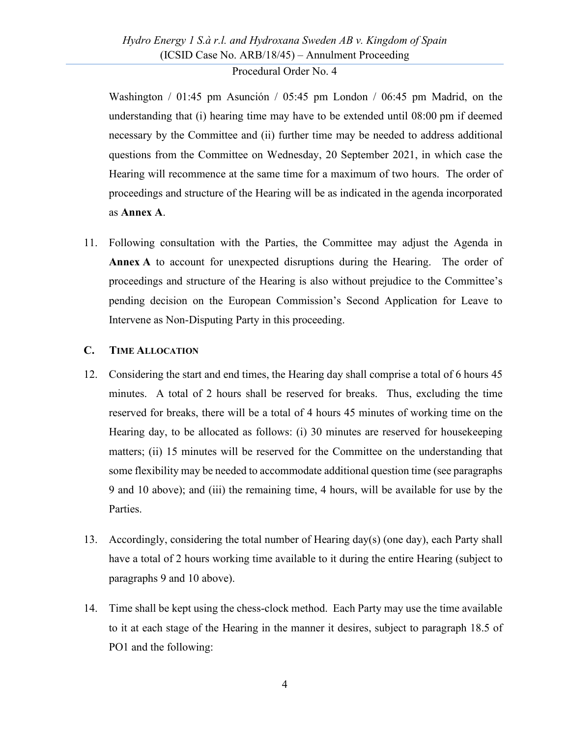Washington / 01:45 pm Asunción / 05:45 pm London / 06:45 pm Madrid, on the understanding that (i) hearing time may have to be extended until 08:00 pm if deemed necessary by the Committee and (ii) further time may be needed to address additional questions from the Committee on Wednesday, 20 September 2021, in which case the Hearing will recommence at the same time for a maximum of two hours. The order of proceedings and structure of the Hearing will be as indicated in the agenda incorporated as **Annex A**.

11. Following consultation with the Parties, the Committee may adjust the Agenda in **Annex A** to account for unexpected disruptions during the Hearing. The order of proceedings and structure of the Hearing is also without prejudice to the Committee's pending decision on the European Commission's Second Application for Leave to Intervene as Non-Disputing Party in this proceeding.

## C. TIME ALLOCATION

12. Considering the start and end times, the Hearing day shall comprise a total of 6 hours 45 minutes. A total of 2 hours shall be reserved for breaks. Thus, excluding the time reserved for breaks, there will be a total of 4 hours 45 minutes of working time on the Hearing day, to be allocated as follows: (i) 30 minutes are reserved for housekeeping matters; (ii) 15 minutes will be reserved for the Committee on the understanding that some flexibility may be needed to accommodate additional question time (see paragraphs 9 and 10 above); and (iii) the remaining time, 4 hours, will be available for use by the Parties.

13. Accordingly, considering the total number of Hearing day(s) (one day), each Party shall have a total of 2 hours working time available to it during the entire Hearing (subject to paragraphs 9 and 10 above).

14. Time shall be kept using the chess-clock method. Each Party may use the time available to it at each stage of the Hearing in the manner it desires, subject to paragraph 18.5 of PO1 and the following: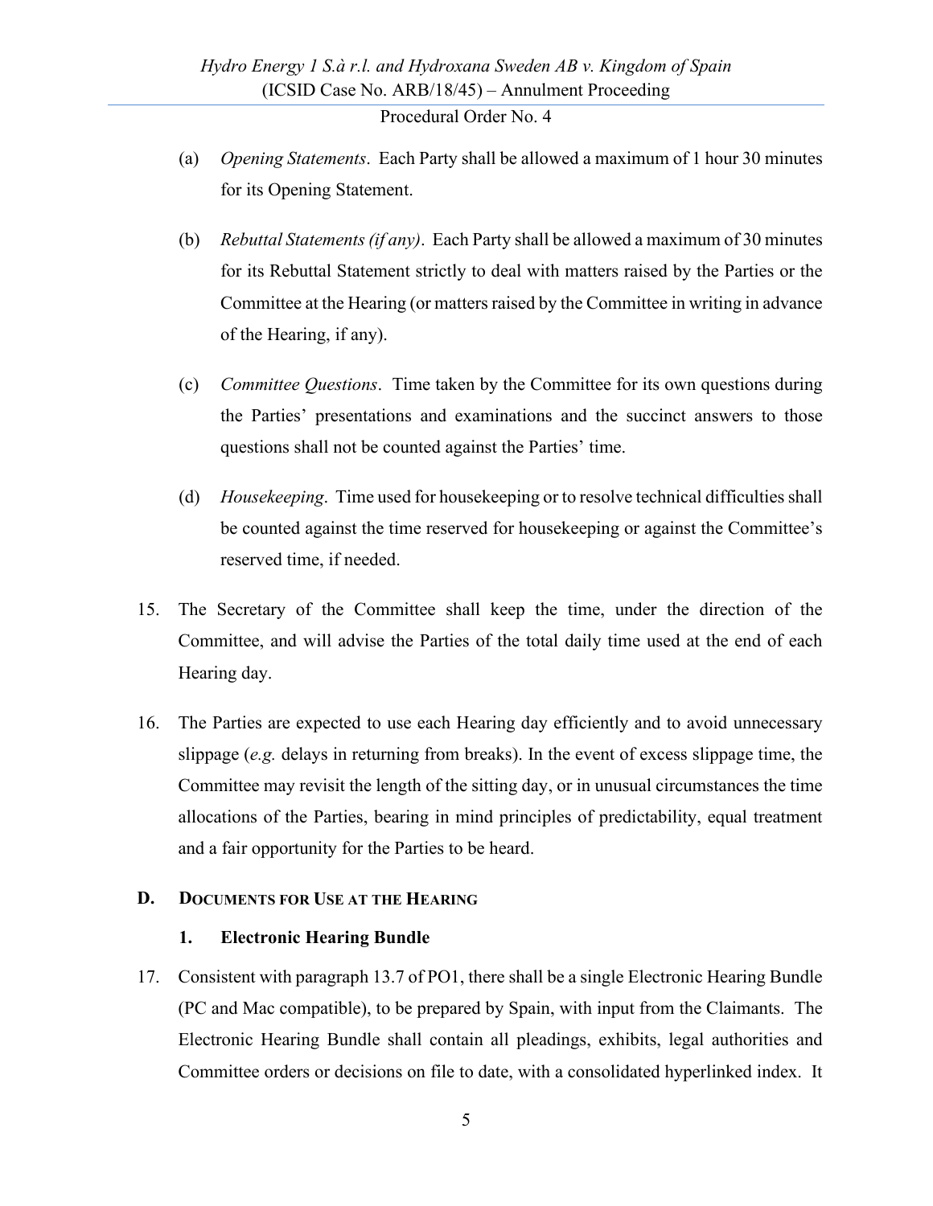(a) *Opening Statements*. Each Party shall be allowed a maximum of 1 hour 30 minutes for its Opening Statement.

(b) *Rebuttal Statements (if any)*. Each Party shall be allowed a maximum of 30 minutes for its Rebuttal Statement strictly to deal with matters raised by the Parties or the Committee at the Hearing (or matters raised by the Committee in writing in advance of the Hearing, if any).

(c) *Committee Questions*. Time taken by the Committee for its own questions during the Parties' presentations and examinations and the succinct answers to those questions shall not be counted against the Parties' time.

(d) *Housekeeping*. Time used for housekeeping or to resolve technical difficulties shall be counted against the time reserved for housekeeping or against the Committee's reserved time, if needed.

15. The Secretary of the Committee shall keep the time, under the direction of the Committee, and will advise the Parties of the total daily time used at the end of each Hearing day.

16. The Parties are expected to use each Hearing day efficiently and to avoid unnecessary slippage (*e.g.* delays in returning from breaks). In the event of excess slippage time, the Committee may revisit the length of the sitting day, or in unusual circumstances the time allocations of the Parties, bearing in mind principles of predictability, equal treatment and a fair opportunity for the Parties to be heard.

## D. Documents for Use at the Hearing

### 1. Electronic Hearing Bundle

17. Consistent with paragraph 13.7 of PO1, there shall be a single Electronic Hearing Bundle (PC and Mac compatible), to be prepared by Spain, with input from the Claimants. The Electronic Hearing Bundle shall contain all pleadings, exhibits, legal authorities and Committee orders or decisions on file to date, with a consolidated hyperlinked index. It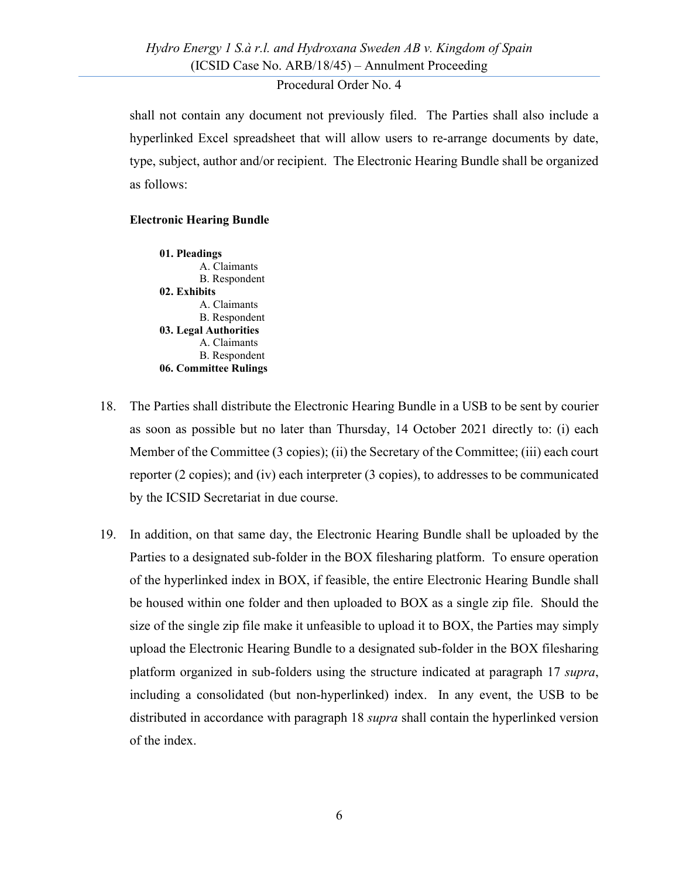shall not contain any document not previously filed. The Parties shall also include a hyperlinked Excel spreadsheet that will allow users to re-arrange documents by date, type, subject, author and/or recipient. The Electronic Hearing Bundle shall be organized as follows:

**Electronic Hearing Bundle**

**01. Pleadings**
- A. Claimants
- B. Respondent

**02. Exhibits**
- A. Claimants
- B. Respondent

**03. Legal Authorities**
- A. Claimants
- B. Respondent

**06. Committee Rulings**

18. The Parties shall distribute the Electronic Hearing Bundle in a USB to be sent by courier as soon as possible but no later than Thursday, 14 October 2021 directly to: (i) each Member of the Committee (3 copies); (ii) the Secretary of the Committee; (iii) each court reporter (2 copies); and (iv) each interpreter (3 copies), to addresses to be communicated by the ICSID Secretariat in due course.

19. In addition, on that same day, the Electronic Hearing Bundle shall be uploaded by the Parties to a designated sub-folder in the BOX filesharing platform. To ensure operation of the hyperlinked index in BOX, if feasible, the entire Electronic Hearing Bundle shall be housed within one folder and then uploaded to BOX as a single zip file. Should the size of the single zip file make it unfeasible to upload it to BOX, the Parties may simply upload the Electronic Hearing Bundle to a designated sub-folder in the BOX filesharing platform organized in sub-folders using the structure indicated at paragraph 17 *supra*, including a consolidated (but non-hyperlinked) index. In any event, the USB to be distributed in accordance with paragraph 18 *supra* shall contain the hyperlinked version of the index.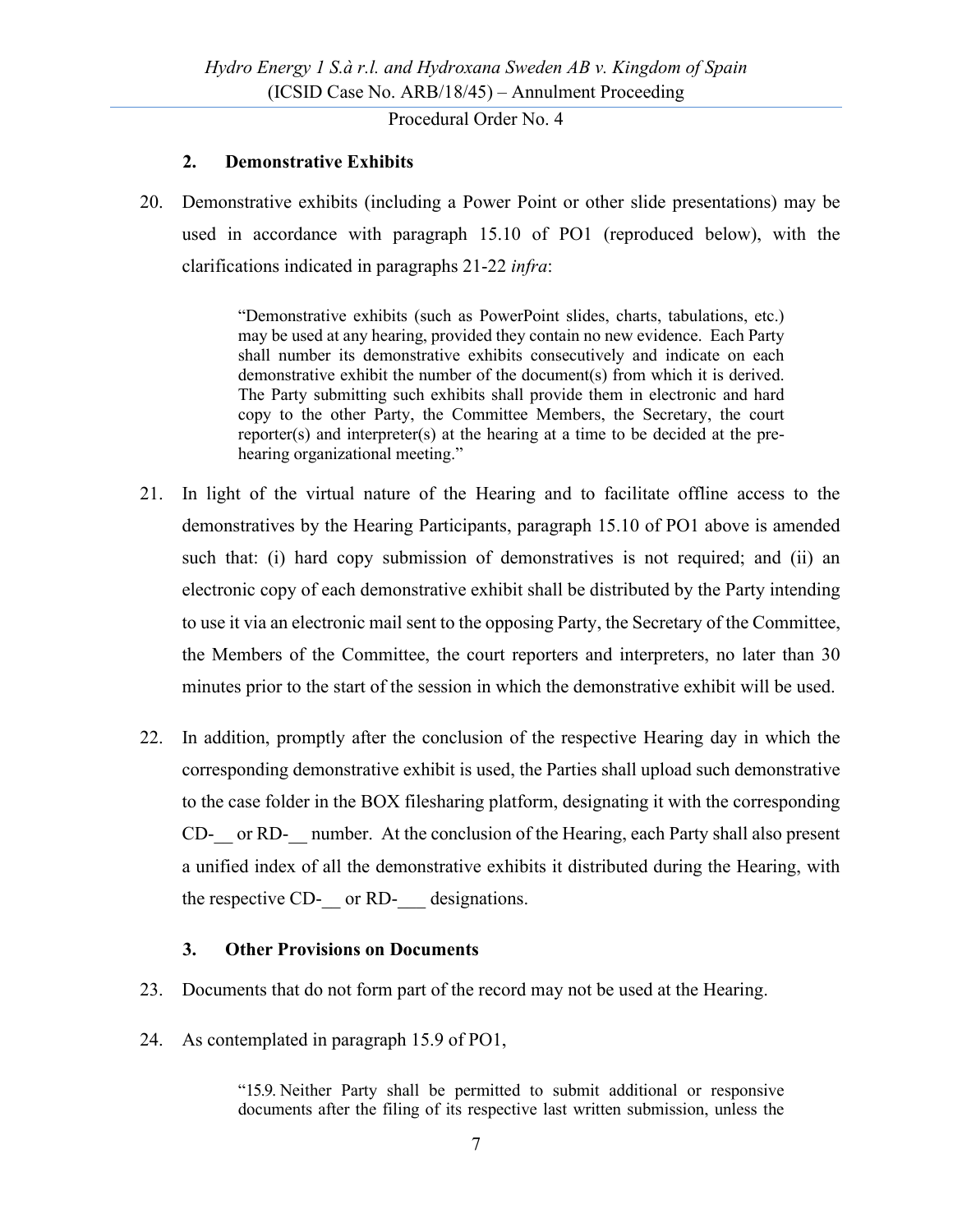### 2. Demonstrative Exhibits

20. Demonstrative exhibits (including a Power Point or other slide presentations) may be used in accordance with paragraph 15.10 of PO1 (reproduced below), with the clarifications indicated in paragraphs 21-22 *infra*:

> "Demonstrative exhibits (such as PowerPoint slides, charts, tabulations, etc.) may be used at any hearing, provided they contain no new evidence. Each Party shall number its demonstrative exhibits consecutively and indicate on each demonstrative exhibit the number of the document(s) from which it is derived. The Party submitting such exhibits shall provide them in electronic and hard copy to the other Party, the Committee Members, the Secretary, the court reporter(s) and interpreter(s) at the hearing at a time to be decided at the pre-hearing organizational meeting."

21. In light of the virtual nature of the Hearing and to facilitate offline access to the demonstratives by the Hearing Participants, paragraph 15.10 of PO1 above is amended such that: (i) hard copy submission of demonstratives is not required; and (ii) an electronic copy of each demonstrative exhibit shall be distributed by the Party intending to use it via an electronic mail sent to the opposing Party, the Secretary of the Committee, the Members of the Committee, the court reporters and interpreters, no later than 30 minutes prior to the start of the session in which the demonstrative exhibit will be used.

22. In addition, promptly after the conclusion of the respective Hearing day in which the corresponding demonstrative exhibit is used, the Parties shall upload such demonstrative to the case folder in the BOX filesharing platform, designating it with the corresponding CD-__ or RD-__ number. At the conclusion of the Hearing, each Party shall also present a unified index of all the demonstrative exhibits it distributed during the Hearing, with the respective CD-__ or RD-___ designations.

### 3. Other Provisions on Documents

23. Documents that do not form part of the record may not be used at the Hearing.

24. As contemplated in paragraph 15.9 of PO1,

> "15.9. Neither Party shall be permitted to submit additional or responsive documents after the filing of its respective last written submission, unless the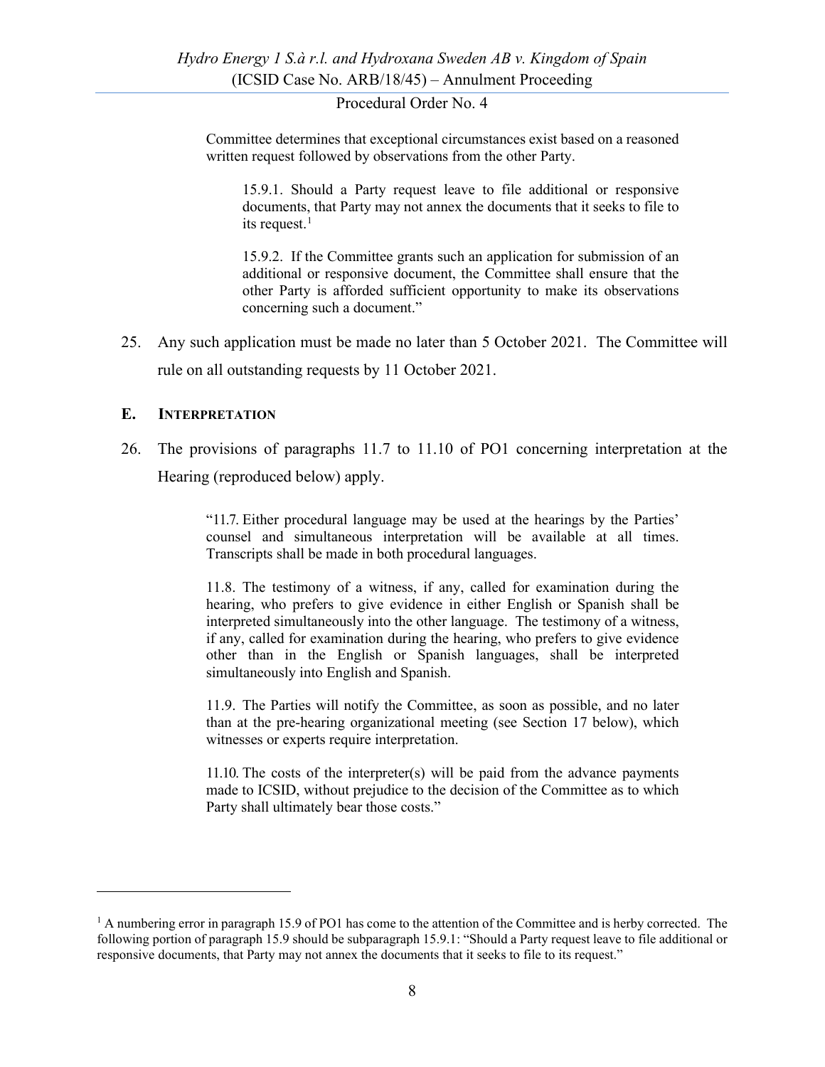Committee determines that exceptional circumstances exist based on a reasoned written request followed by observations from the other Party.

> 15.9.1. Should a Party request leave to file additional or responsive documents, that Party may not annex the documents that it seeks to file to its request.[1]
>
> 15.9.2. If the Committee grants such an application for submission of an additional or responsive document, the Committee shall ensure that the other Party is afforded sufficient opportunity to make its observations concerning such a document."

25. Any such application must be made no later than 5 October 2021. The Committee will rule on all outstanding requests by 11 October 2021.

### E. INTERPRETATION

26. The provisions of paragraphs 11.7 to 11.10 of PO1 concerning interpretation at the Hearing (reproduced below) apply.

> "11.7. Either procedural language may be used at the hearings by the Parties' counsel and simultaneous interpretation will be available at all times. Transcripts shall be made in both procedural languages.
>
> 11.8. The testimony of a witness, if any, called for examination during the hearing, who prefers to give evidence in either English or Spanish shall be interpreted simultaneously into the other language. The testimony of a witness, if any, called for examination during the hearing, who prefers to give evidence other than in the English or Spanish languages, shall be interpreted simultaneously into English and Spanish.
>
> 11.9. The Parties will notify the Committee, as soon as possible, and no later than at the pre-hearing organizational meeting (see Section 17 below), which witnesses or experts require interpretation.
>
> 11.10. The costs of the interpreter(s) will be paid from the advance payments made to ICSID, without prejudice to the decision of the Committee as to which Party shall ultimately bear those costs."

---

[1] A numbering error in paragraph 15.9 of PO1 has come to the attention of the Committee and is herby corrected. The following portion of paragraph 15.9 should be subparagraph 15.9.1: "Should a Party request leave to file additional or responsive documents, that Party may not annex the documents that it seeks to file to its request."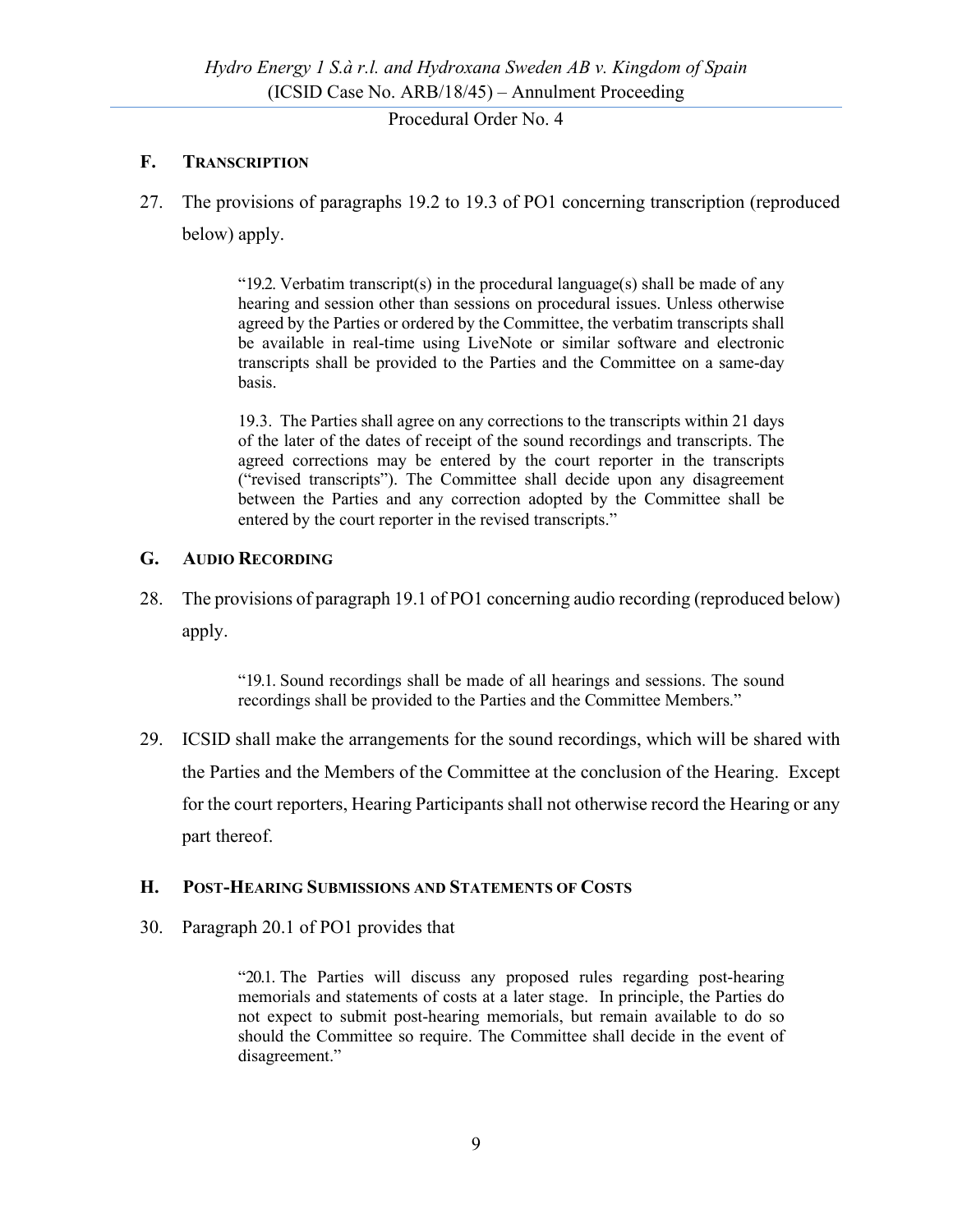## F. TRANSCRIPTION

27. The provisions of paragraphs 19.2 to 19.3 of PO1 concerning transcription (reproduced below) apply.

> "19.2. Verbatim transcript(s) in the procedural language(s) shall be made of any hearing and session other than sessions on procedural issues. Unless otherwise agreed by the Parties or ordered by the Committee, the verbatim transcripts shall be available in real-time using LiveNote or similar software and electronic transcripts shall be provided to the Parties and the Committee on a same-day basis.
>
> 19.3. The Parties shall agree on any corrections to the transcripts within 21 days of the later of the dates of receipt of the sound recordings and transcripts. The agreed corrections may be entered by the court reporter in the transcripts ("revised transcripts"). The Committee shall decide upon any disagreement between the Parties and any correction adopted by the Committee shall be entered by the court reporter in the revised transcripts."

## G. AUDIO RECORDING

28. The provisions of paragraph 19.1 of PO1 concerning audio recording (reproduced below) apply.

> "19.1. Sound recordings shall be made of all hearings and sessions. The sound recordings shall be provided to the Parties and the Committee Members."

29. ICSID shall make the arrangements for the sound recordings, which will be shared with the Parties and the Members of the Committee at the conclusion of the Hearing. Except for the court reporters, Hearing Participants shall not otherwise record the Hearing or any part thereof.

## H. POST-HEARING SUBMISSIONS AND STATEMENTS OF COSTS

30. Paragraph 20.1 of PO1 provides that

> "20.1. The Parties will discuss any proposed rules regarding post-hearing memorials and statements of costs at a later stage. In principle, the Parties do not expect to submit post-hearing memorials, but remain available to do so should the Committee so require. The Committee shall decide in the event of disagreement."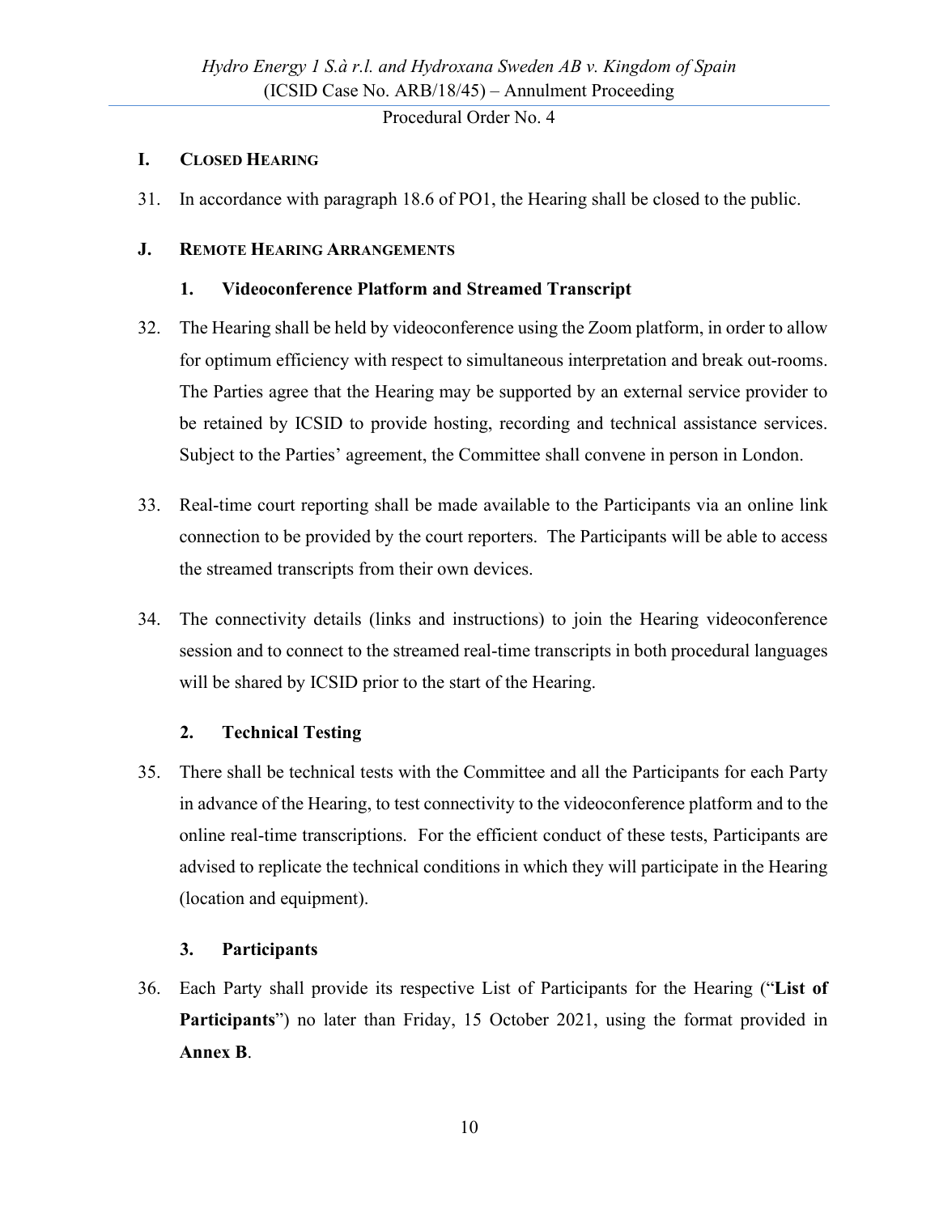## I. CLOSED HEARING

31. In accordance with paragraph 18.6 of PO1, the Hearing shall be closed to the public.

## J. REMOTE HEARING ARRANGEMENTS

### 1. Videoconference Platform and Streamed Transcript

32. The Hearing shall be held by videoconference using the Zoom platform, in order to allow for optimum efficiency with respect to simultaneous interpretation and break out-rooms. The Parties agree that the Hearing may be supported by an external service provider to be retained by ICSID to provide hosting, recording and technical assistance services. Subject to the Parties' agreement, the Committee shall convene in person in London.

33. Real-time court reporting shall be made available to the Participants via an online link connection to be provided by the court reporters. The Participants will be able to access the streamed transcripts from their own devices.

34. The connectivity details (links and instructions) to join the Hearing videoconference session and to connect to the streamed real-time transcripts in both procedural languages will be shared by ICSID prior to the start of the Hearing.

### 2. Technical Testing

35. There shall be technical tests with the Committee and all the Participants for each Party in advance of the Hearing, to test connectivity to the videoconference platform and to the online real-time transcriptions. For the efficient conduct of these tests, Participants are advised to replicate the technical conditions in which they will participate in the Hearing (location and equipment).

### 3. Participants

36. Each Party shall provide its respective List of Participants for the Hearing ("**List of Participants**") no later than Friday, 15 October 2021, using the format provided in **Annex B**.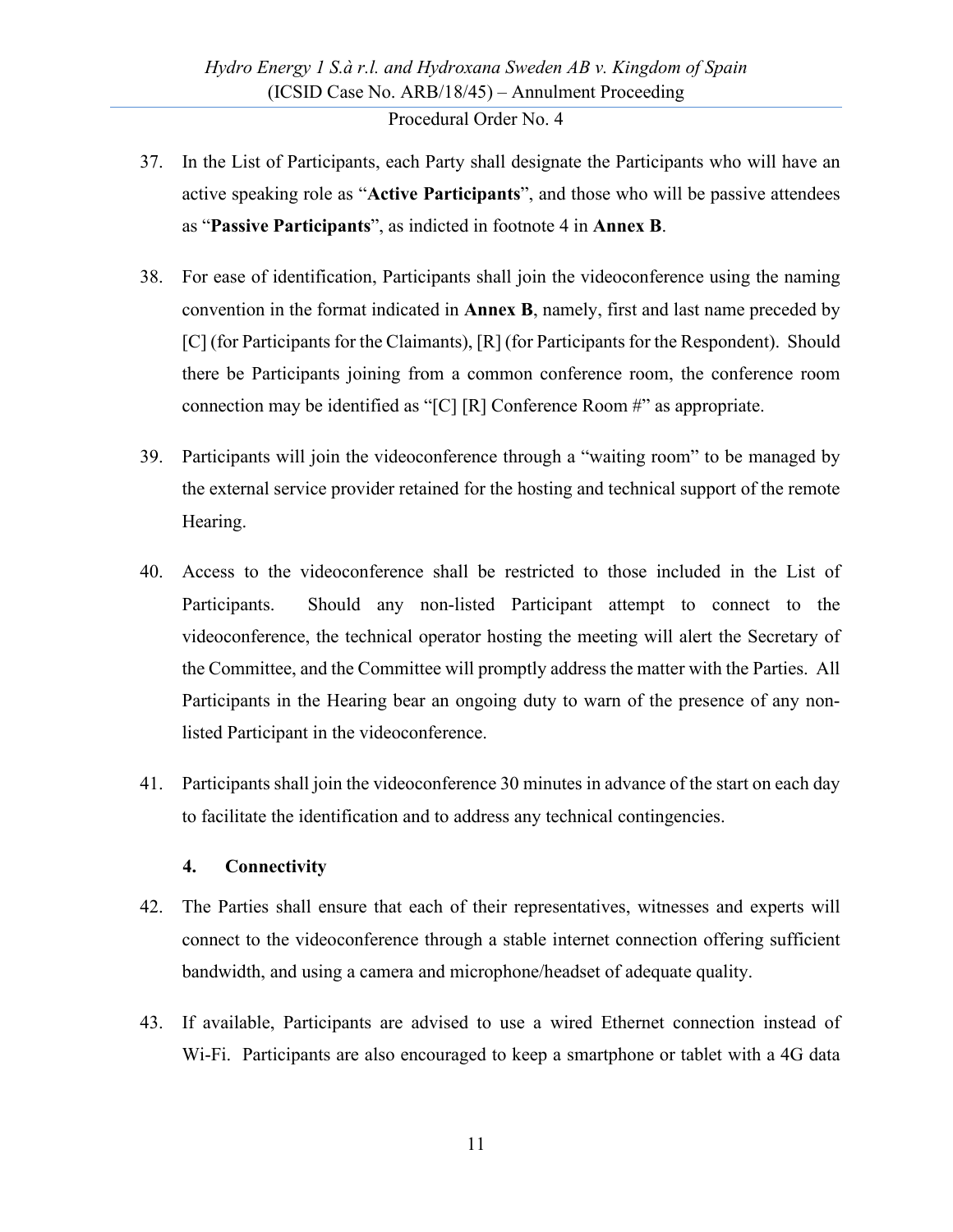37. In the List of Participants, each Party shall designate the Participants who will have an active speaking role as "**Active Participants**", and those who will be passive attendees as "**Passive Participants**", as indicted in footnote 4 in **Annex B**.

38. For ease of identification, Participants shall join the videoconference using the naming convention in the format indicated in **Annex B**, namely, first and last name preceded by [C] (for Participants for the Claimants), [R] (for Participants for the Respondent). Should there be Participants joining from a common conference room, the conference room connection may be identified as "[C] [R] Conference Room #" as appropriate.

39. Participants will join the videoconference through a "waiting room" to be managed by the external service provider retained for the hosting and technical support of the remote Hearing.

40. Access to the videoconference shall be restricted to those included in the List of Participants. Should any non-listed Participant attempt to connect to the videoconference, the technical operator hosting the meeting will alert the Secretary of the Committee, and the Committee will promptly address the matter with the Parties. All Participants in the Hearing bear an ongoing duty to warn of the presence of any non-listed Participant in the videoconference.

41. Participants shall join the videoconference 30 minutes in advance of the start on each day to facilitate the identification and to address any technical contingencies.

### 4. Connectivity

42. The Parties shall ensure that each of their representatives, witnesses and experts will connect to the videoconference through a stable internet connection offering sufficient bandwidth, and using a camera and microphone/headset of adequate quality.

43. If available, Participants are advised to use a wired Ethernet connection instead of Wi-Fi. Participants are also encouraged to keep a smartphone or tablet with a 4G data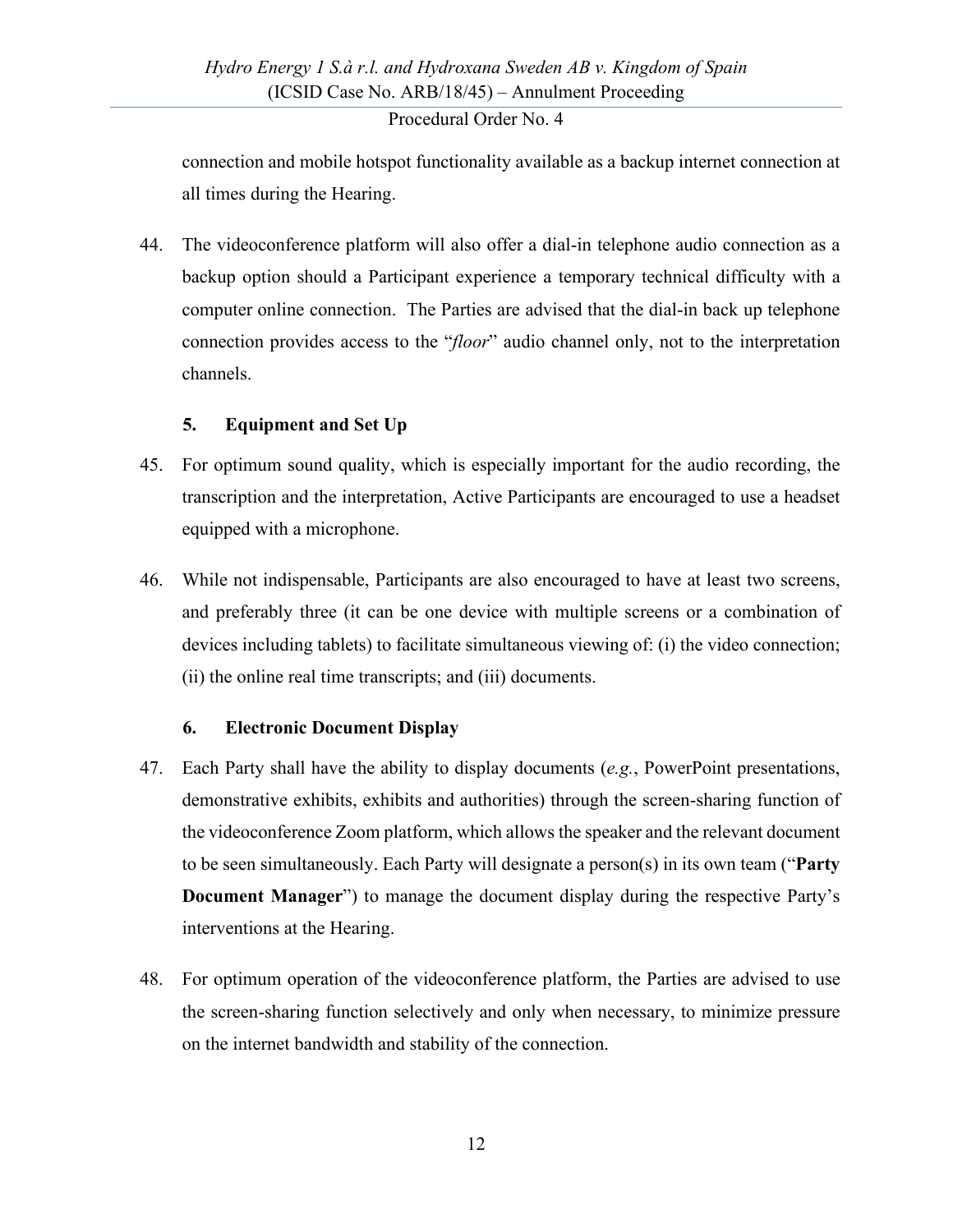connection and mobile hotspot functionality available as a backup internet connection at all times during the Hearing.

44. The videoconference platform will also offer a dial-in telephone audio connection as a backup option should a Participant experience a temporary technical difficulty with a computer online connection. The Parties are advised that the dial-in back up telephone connection provides access to the "*floor*" audio channel only, not to the interpretation channels.

### 5. Equipment and Set Up

45. For optimum sound quality, which is especially important for the audio recording, the transcription and the interpretation, Active Participants are encouraged to use a headset equipped with a microphone.

46. While not indispensable, Participants are also encouraged to have at least two screens, and preferably three (it can be one device with multiple screens or a combination of devices including tablets) to facilitate simultaneous viewing of: (i) the video connection; (ii) the online real time transcripts; and (iii) documents.

### 6. Electronic Document Display

47. Each Party shall have the ability to display documents (*e.g.*, PowerPoint presentations, demonstrative exhibits, exhibits and authorities) through the screen-sharing function of the videoconference Zoom platform, which allows the speaker and the relevant document to be seen simultaneously. Each Party will designate a person(s) in its own team ("**Party Document Manager**") to manage the document display during the respective Party's interventions at the Hearing.

48. For optimum operation of the videoconference platform, the Parties are advised to use the screen-sharing function selectively and only when necessary, to minimize pressure on the internet bandwidth and stability of the connection.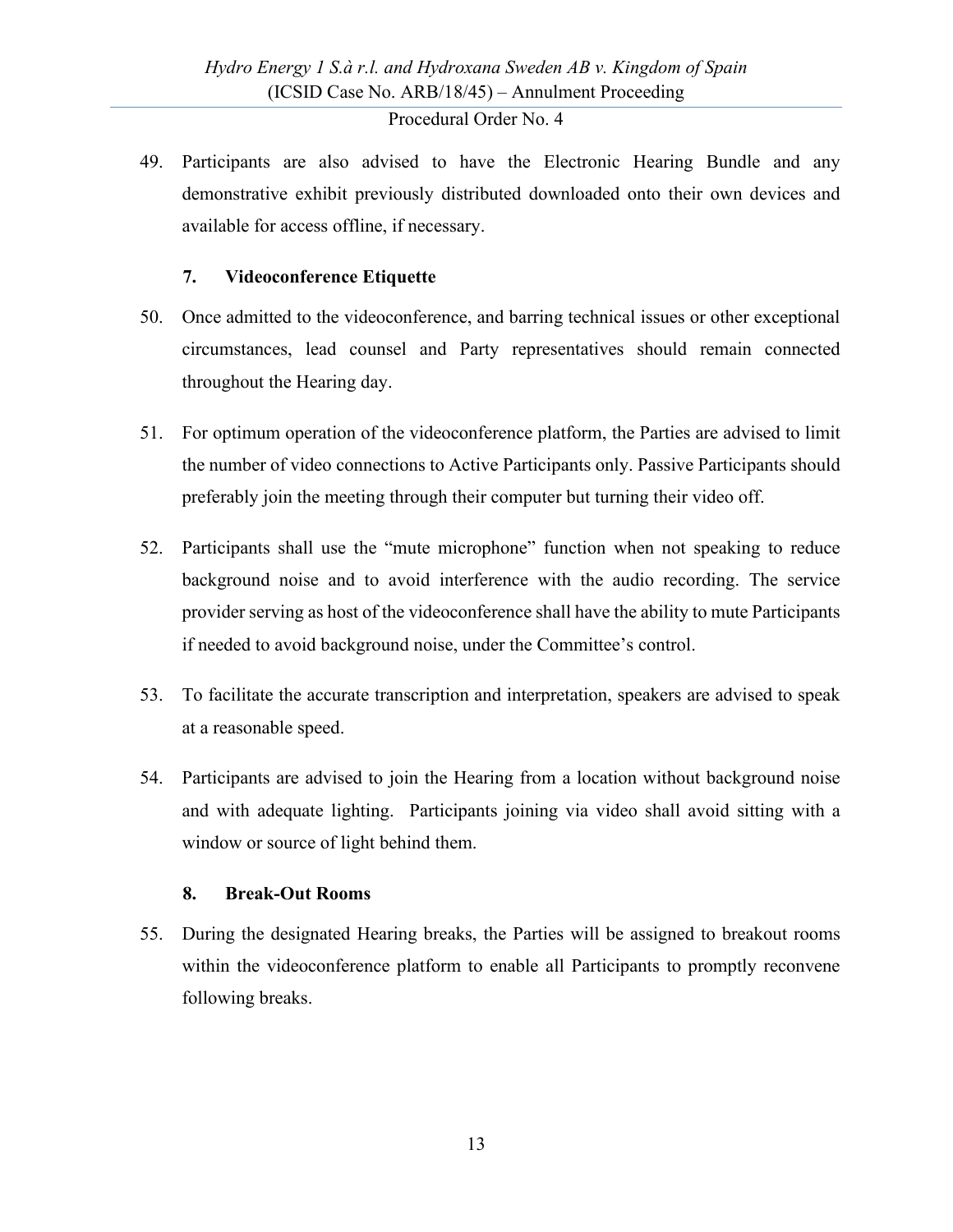49. Participants are also advised to have the Electronic Hearing Bundle and any demonstrative exhibit previously distributed downloaded onto their own devices and available for access offline, if necessary.

### 7. Videoconference Etiquette

50. Once admitted to the videoconference, and barring technical issues or other exceptional circumstances, lead counsel and Party representatives should remain connected throughout the Hearing day.

51. For optimum operation of the videoconference platform, the Parties are advised to limit the number of video connections to Active Participants only. Passive Participants should preferably join the meeting through their computer but turning their video off.

52. Participants shall use the "mute microphone" function when not speaking to reduce background noise and to avoid interference with the audio recording. The service provider serving as host of the videoconference shall have the ability to mute Participants if needed to avoid background noise, under the Committee's control.

53. To facilitate the accurate transcription and interpretation, speakers are advised to speak at a reasonable speed.

54. Participants are advised to join the Hearing from a location without background noise and with adequate lighting. Participants joining via video shall avoid sitting with a window or source of light behind them.

### 8. Break-Out Rooms

55. During the designated Hearing breaks, the Parties will be assigned to breakout rooms within the videoconference platform to enable all Participants to promptly reconvene following breaks.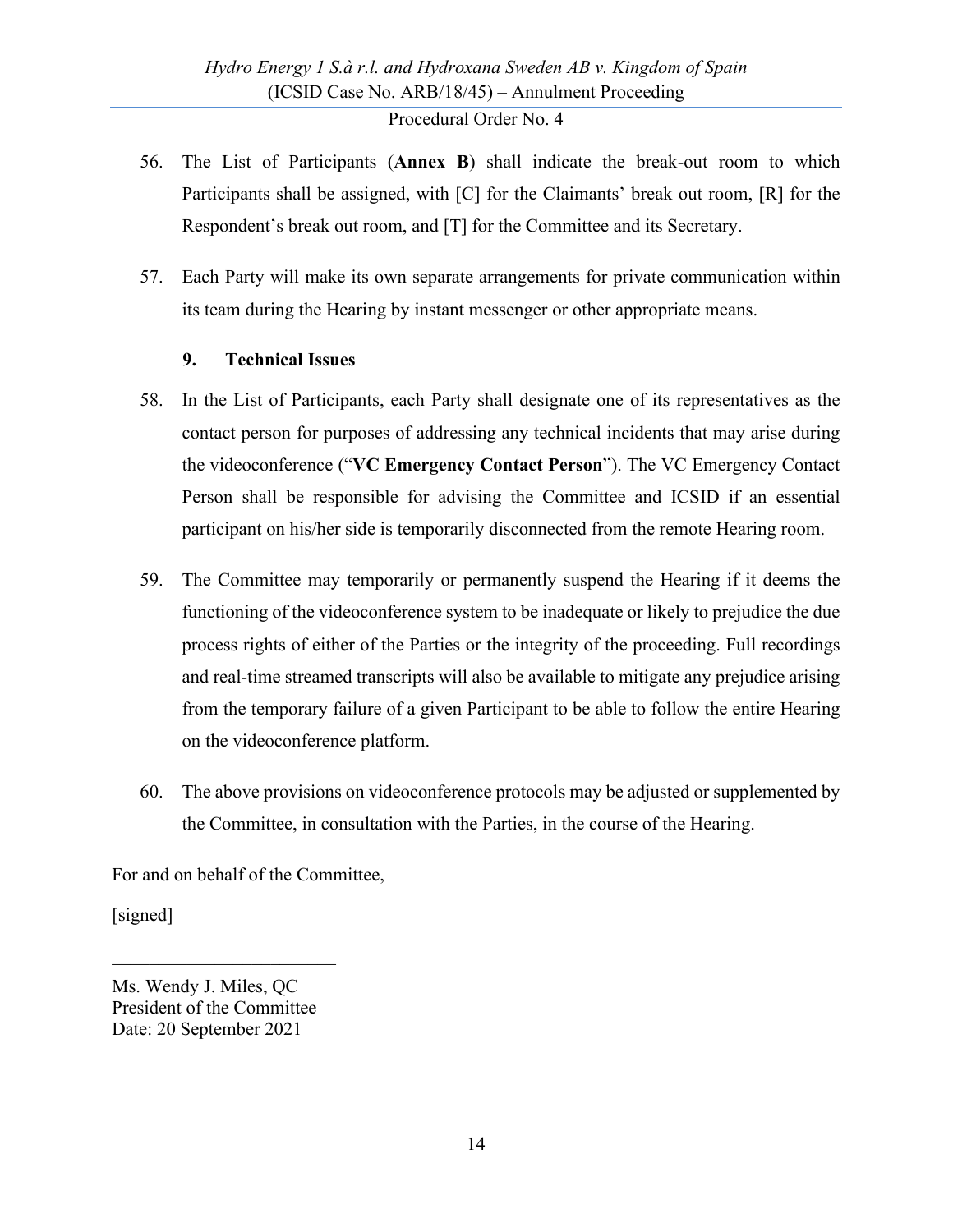56. The List of Participants (**Annex B**) shall indicate the break-out room to which Participants shall be assigned, with [C] for the Claimants' break out room, [R] for the Respondent's break out room, and [T] for the Committee and its Secretary.

57. Each Party will make its own separate arrangements for private communication within its team during the Hearing by instant messenger or other appropriate means.

### 9. Technical Issues

58. In the List of Participants, each Party shall designate one of its representatives as the contact person for purposes of addressing any technical incidents that may arise during the videoconference ("**VC Emergency Contact Person**"). The VC Emergency Contact Person shall be responsible for advising the Committee and ICSID if an essential participant on his/her side is temporarily disconnected from the remote Hearing room.

59. The Committee may temporarily or permanently suspend the Hearing if it deems the functioning of the videoconference system to be inadequate or likely to prejudice the due process rights of either of the Parties or the integrity of the proceeding. Full recordings and real-time streamed transcripts will also be available to mitigate any prejudice arising from the temporary failure of a given Participant to be able to follow the entire Hearing on the videoconference platform.

60. The above provisions on videoconference protocols may be adjusted or supplemented by the Committee, in consultation with the Parties, in the course of the Hearing.

For and on behalf of the Committee,

[signed]

Ms. Wendy J. Miles, QC
President of the Committee
Date: 20 September 2021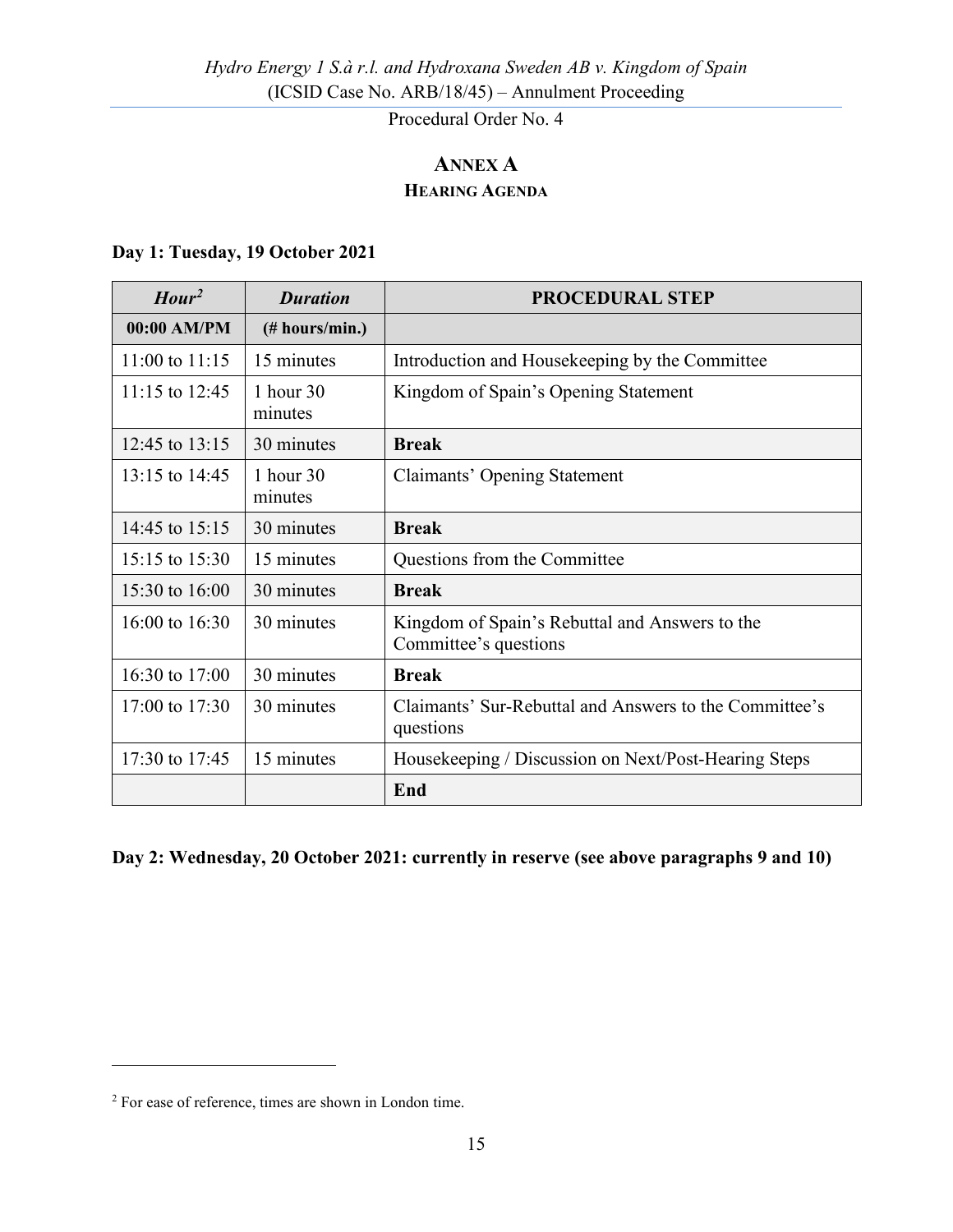# ANNEX A

## HEARING AGENDA

**Day 1: Tuesday, 19 October 2021**

| *Hour*[2] | *Duration* | PROCEDURAL STEP |
|---|---|---|
| **00:00 AM/PM** | **(# hours/min.)** | |
| 11:00 to 11:15 | 15 minutes | Introduction and Housekeeping by the Committee |
| 11:15 to 12:45 | 1 hour 30 minutes | Kingdom of Spain's Opening Statement |
| 12:45 to 13:15 | 30 minutes | **Break** |
| 13:15 to 14:45 | 1 hour 30 minutes | Claimants' Opening Statement |
| 14:45 to 15:15 | 30 minutes | **Break** |
| 15:15 to 15:30 | 15 minutes | Questions from the Committee |
| 15:30 to 16:00 | 30 minutes | **Break** |
| 16:00 to 16:30 | 30 minutes | Kingdom of Spain's Rebuttal and Answers to the Committee's questions |
| 16:30 to 17:00 | 30 minutes | **Break** |
| 17:00 to 17:30 | 30 minutes | Claimants' Sur-Rebuttal and Answers to the Committee's questions |
| 17:30 to 17:45 | 15 minutes | Housekeeping / Discussion on Next/Post-Hearing Steps |
| | | **End** |

**Day 2: Wednesday, 20 October 2021: currently in reserve (see above paragraphs 9 and 10)**

[2] For ease of reference, times are shown in London time.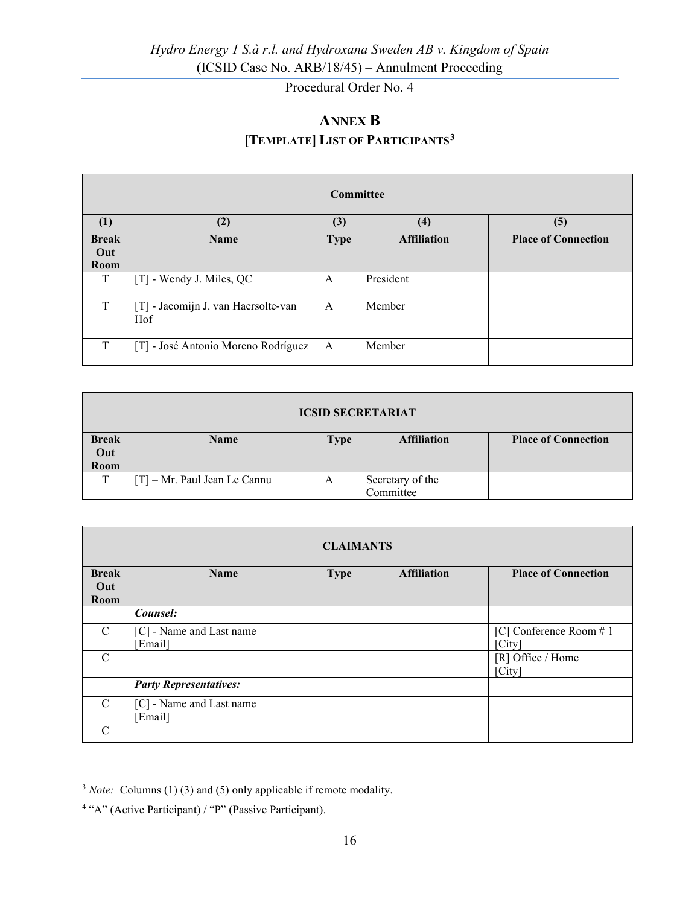## ANNEX B

### [TEMPLATE] LIST OF PARTICIPANTS[3]

| Committee | | | | |
|---|---|---|---|---|
| **(1)** | **(2)** | **(3)** | **(4)** | **(5)** |
| **Break Out Room** | **Name** | **Type** | **Affiliation** | **Place of Connection** |
| T | [T] - Wendy J. Miles, QC | A | President | |
| T | [T] - Jacomijn J. van Haersolte-van Hof | A | Member | |
| T | [T] - José Antonio Moreno Rodríguez | A | Member | |

| ICSID SECRETARIAT | | | | |
|---|---|---|---|---|
| **Break Out Room** | **Name** | **Type** | **Affiliation** | **Place of Connection** |
| T | [T] – Mr. Paul Jean Le Cannu | A | Secretary of the Committee | |

| CLAIMANTS | | | | |
|---|---|---|---|---|
| **Break Out Room** | **Name** | **Type** | **Affiliation** | **Place of Connection** |
| | ***Counsel:*** | | | |
| C | [C] - Name and Last name [Email] | | | [C] Conference Room # 1 [City] |
| C | | | | [R] Office / Home [City] |
| | ***Party Representatives:*** | | | |
| C | [C] - Name and Last name [Email] | | | |
| C | | | | |

[3] *Note:* Columns (1) (3) and (5) only applicable if remote modality.

[4] "A" (Active Participant) / "P" (Passive Participant).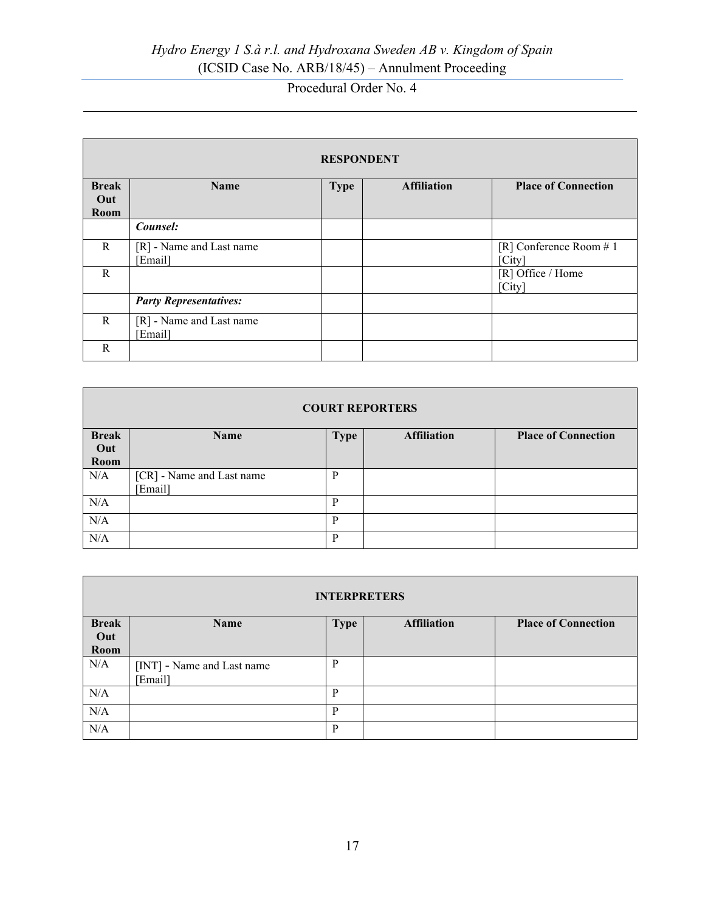| RESPONDENT | | | | |
|---|---|---|---|---|
| **Break Out Room** | **Name** | **Type** | **Affiliation** | **Place of Connection** |
| | ***Counsel:*** | | | |
| R | [R] - Name and Last name [Email] | | | [R] Conference Room # 1 [City] |
| R | | | | [R] Office / Home [City] |
| | ***Party Representatives:*** | | | |
| R | [R] - Name and Last name [Email] | | | |
| R | | | | |

| COURT REPORTERS | | | | |
|---|---|---|---|---|
| **Break Out Room** | **Name** | **Type** | **Affiliation** | **Place of Connection** |
| N/A | [CR] - Name and Last name [Email] | P | | |
| N/A | | P | | |
| N/A | | P | | |
| N/A | | P | | |

| INTERPRETERS | | | | |
|---|---|---|---|---|
| **Break Out Room** | **Name** | **Type** | **Affiliation** | **Place of Connection** |
| N/A | [INT] - Name and Last name [Email] | P | | |
| N/A | | P | | |
| N/A | | P | | |
| N/A | | P | | |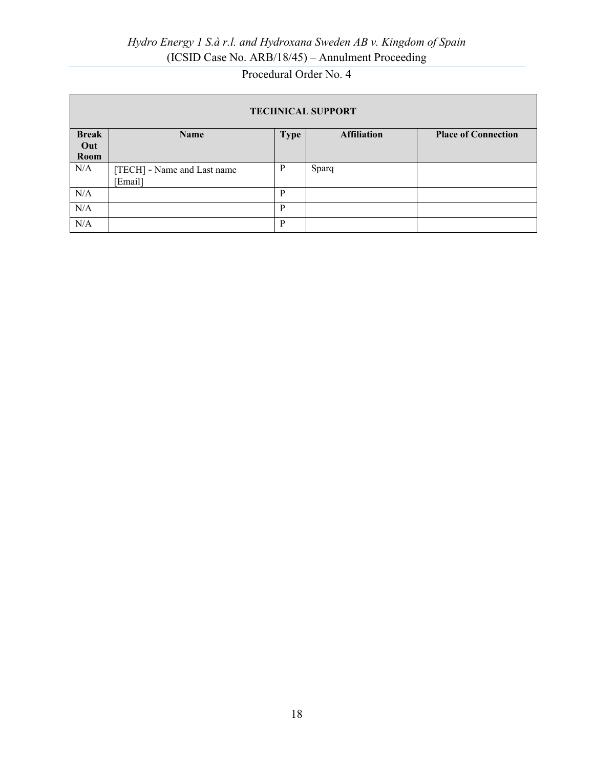| TECHNICAL SUPPORT | | | | |
|---|---|---|---|---|
| **Break Out Room** | **Name** | **Type** | **Affiliation** | **Place of Connection** |
| N/A | [TECH] - Name and Last name [Email] | P | Sparq | |
| N/A | | P | | |
| N/A | | P | | |
| N/A | | P | | |